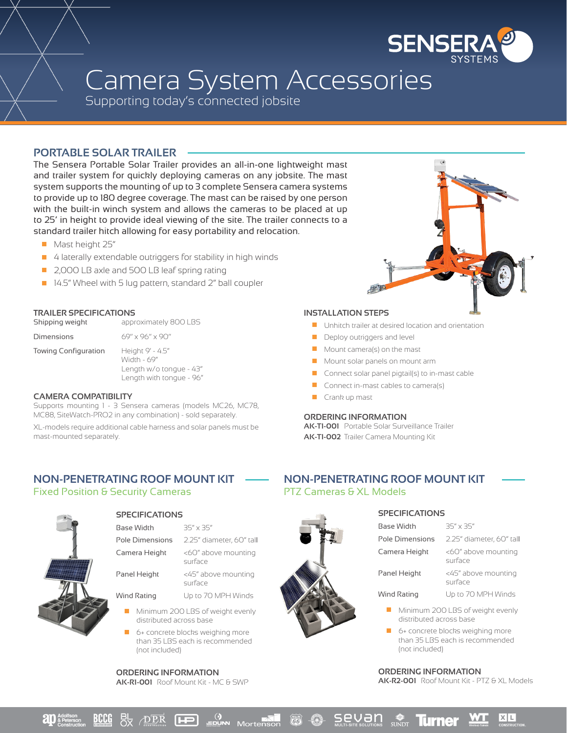# Camera System Accessories

Supporting today's connected jobsite

## PORTABLE SOLAR TRAILER

The Sensera Portable Solar Trailer provides an all-in-one lightweight mast and trailer system for quickly deploying cameras on any jobsite. The mast system supports the mounting of up to 3 complete Sensera camera systems to provide up to 180 degree coverage. The mast can be raised by one person with the built-in winch system and allows the cameras to be placed at up to 25' in height to provide ideal viewing of the site. The trailer connects to a standard trailer hitch allowing for easy portability and relocation.

- Mast height 25"
- 4 laterally extendable outriggers for stability in high winds
- 2,000 LB axle and 500 LB leaf spring rating
- 14.5" Wheel with 5 lug pattern, standard 2" ball coupler

### TRAILER SPECIFICATIONS

| | |
|---|---|
| Shipping weight | approximately 800 LBS |
| Dimensions | 69" x 96" x 90" |
| Towing Configuration | Height 9' - 4.5"<br>Width - 69"<br>Length w/o tongue - 43"<br>Length with tongue - 96" |

### CAMERA COMPATIBILITY

Supports mounting 1 - 3 Sensera cameras (models MC26, MC78, MC88, SiteWatch-PRO2 in any combination) - sold separately.

XL-models require additional cable harness and solar panels must be mast-mounted separately.

### INSTALLATION STEPS

- Unhitch trailer at desired location and orientation
- Deploy outriggers and level
- Mount camera(s) on the mast
- Mount solar panels on mount arm
- Connect solar panel pigtail(s) to in-mast cable
- Connect in-mast cables to camera(s)
- Crank up mast

### ORDERING INFORMATION

**AK-T1-001** Portable Solar Surveillance Trailer
**AK-T1-002** Trailer Camera Mounting Kit

## NON-PENETRATING ROOF MOUNT KIT

Fixed Position & Security Cameras

### SPECIFICATIONS

| | |
|---|---|
| Base Width | 35" x 35" |
| Pole Dimensions | 2.25" diameter, 60" tall |
| Camera Height | <60" above mounting surface |
| Panel Height | <45" above mounting surface |
| Wind Rating | Up to 70 MPH Winds |

- Minimum 200 LBS of weight evenly distributed across base
- 6+ concrete blocks weighing more than 35 LBS each is recommended (not included)

### ORDERING INFORMATION

**AK-R1-001** Roof Mount Kit - MC & SWP

## NON-PENETRATING ROOF MOUNT KIT

PTZ Cameras & XL Models

### SPECIFICATIONS

| | |
|---|---|
| Base Width | 35" x 35" |
| Pole Dimensions | 2.25" diameter, 60" tall |
| Camera Height | <60" above mounting surface |
| Panel Height | <45" above mounting surface |
| Wind Rating | Up to 70 MPH Winds |

- Minimum 200 LBS of weight evenly distributed across base
- 6+ concrete blocks weighing more than 35 LBS each is recommended (not included)

### ORDERING INFORMATION

**AK-R2-001** Roof Mount Kit - PTZ & XL Models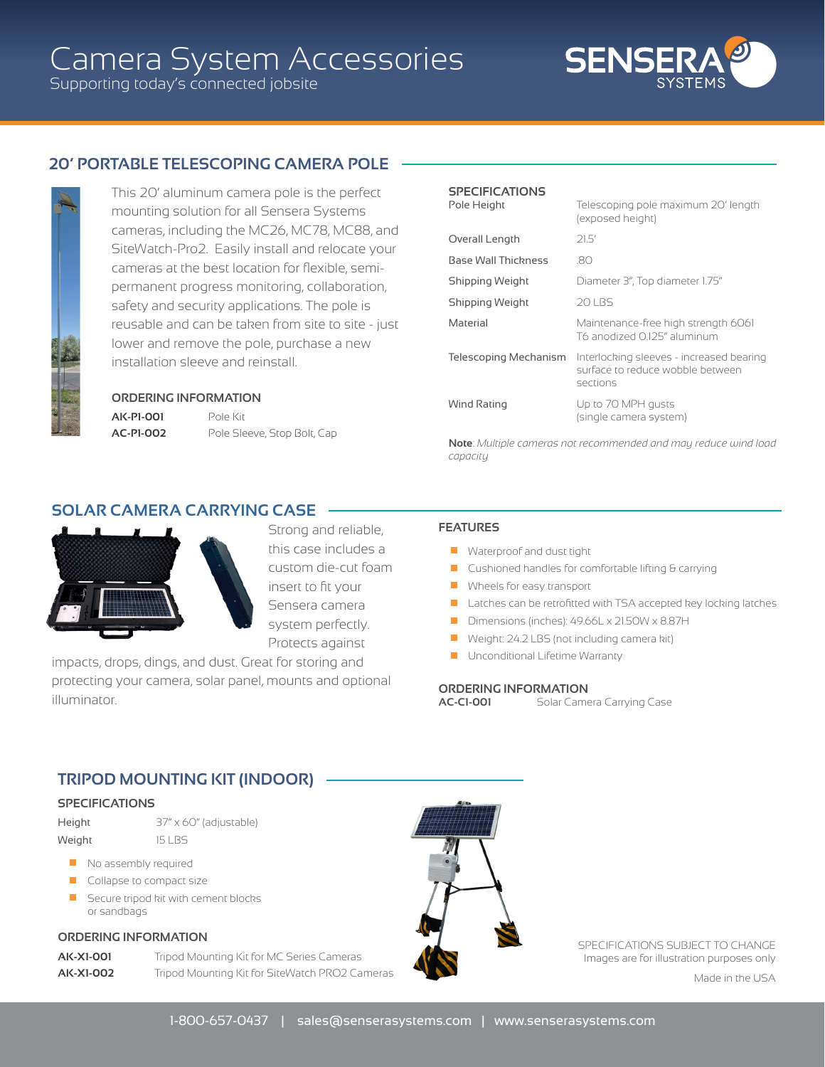# Camera System Accessories

Supporting today's connected jobsite

SENSERA SYSTEMS

## 20' PORTABLE TELESCOPING CAMERA POLE

This 20' aluminum camera pole is the perfect mounting solution for all Sensera Systems cameras, including the MC26, MC78, MC88, and SiteWatch-Pro2. Easily install and relocate your cameras at the best location for flexible, semi-permanent progress monitoring, collaboration, safety and security applications. The pole is reusable and can be taken from site to site - just lower and remove the pole, purchase a new installation sleeve and reinstall.

### ORDERING INFORMATION

| | |
|---|---|
| **AK-PI-001** | Pole Kit |
| **AC-PI-002** | Pole Sleeve, Stop Bolt, Cap |

### SPECIFICATIONS

| | |
|---|---|
| Pole Height | Telescoping pole maximum 20' length (exposed height) |
| Overall Length | 21.5' |
| Base Wall Thickness | .80 |
| Shipping Weight | Diameter 3", Top diameter 1.75" |
| Shipping Weight | 20 LBS |
| Material | Maintenance-free high strength 6061 T6 anodized 0.125" aluminum |
| Telescoping Mechanism | Interlocking sleeves - increased bearing surface to reduce wobble between sections |
| Wind Rating | Up to 70 MPH gusts (single camera system) |

**Note**: *Multiple cameras not recommended and may reduce wind load capacity*

## SOLAR CAMERA CARRYING CASE

Strong and reliable, this case includes a custom die-cut foam insert to fit your Sensera camera system perfectly. Protects against impacts, drops, dings, and dust. Great for storing and protecting your camera, solar panel, mounts and optional illuminator.

### FEATURES

- Waterproof and dust tight
- Cushioned handles for comfortable lifting & carrying
- Wheels for easy transport
- Latches can be retrofitted with TSA accepted key locking latches
- Dimensions (inches): 49.66L x 21.50W x 8.87H
- Weight: 24.2 LBS (not including camera kit)
- Unconditional Lifetime Warranty

### ORDERING INFORMATION

| | |
|---|---|
| **AC-CI-001** | Solar Camera Carrying Case |

## TRIPOD MOUNTING KIT (INDOOR)

### SPECIFICATIONS

| | |
|---|---|
| Height | 37" x 60" (adjustable) |
| Weight | 15 LBS |

- No assembly required
- Collapse to compact size
- Secure tripod kit with cement blocks or sandbags

### ORDERING INFORMATION

| | |
|---|---|
| **AK-XI-001** | Tripod Mounting Kit for MC Series Cameras |
| **AK-XI-002** | Tripod Mounting Kit for SiteWatch PRO2 Cameras |

SPECIFICATIONS SUBJECT TO CHANGE
Images are for illustration purposes only

Made in the USA

1-800-657-0437 | sales@senserasystems.com | www.senserasystems.com